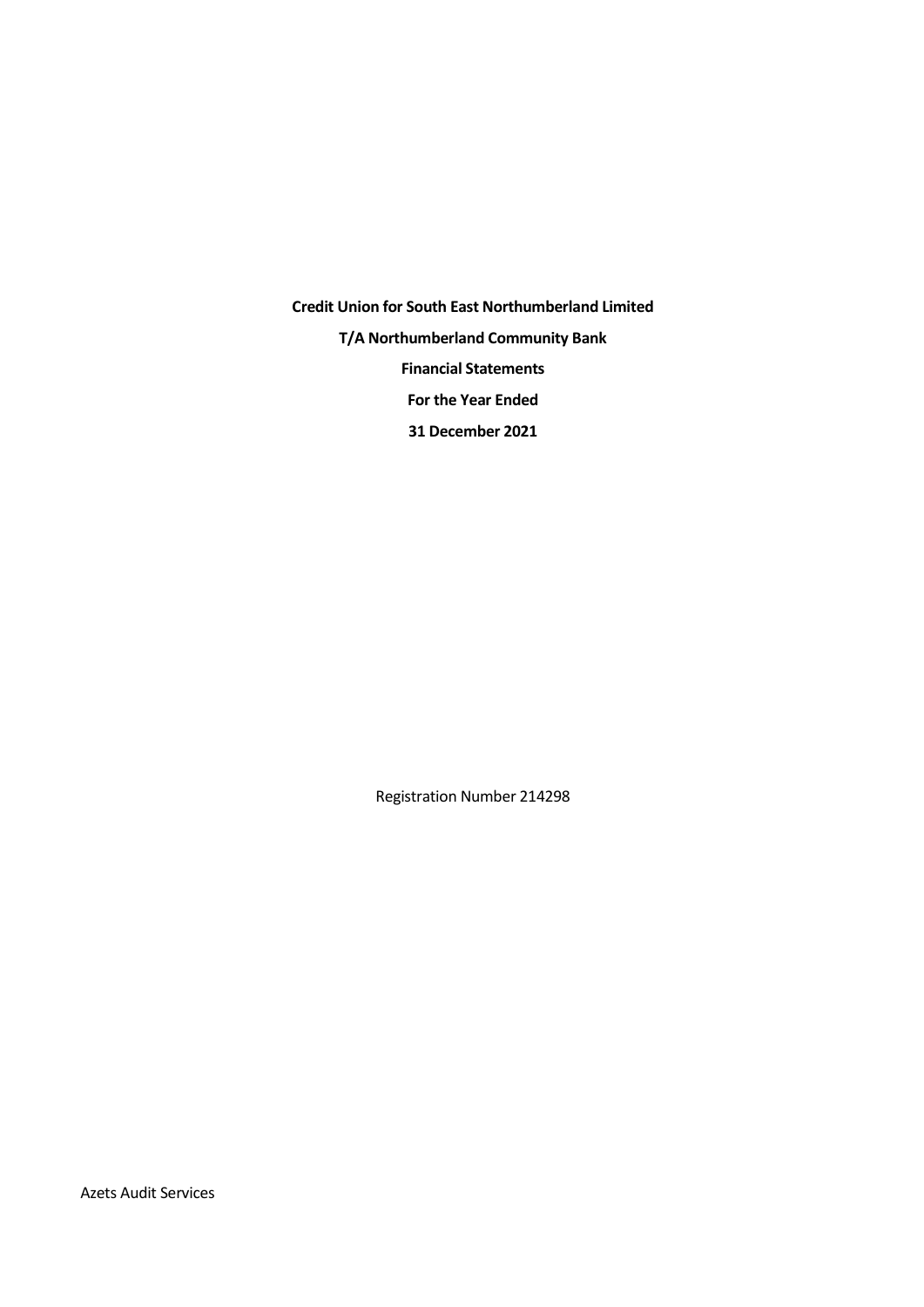**Credit Union for South East Northumberland Limited**

**T/A Northumberland Community Bank**

**Financial Statements**

**For the Year Ended**

**31 December 2021**

Registration Number 214298

Azets Audit Services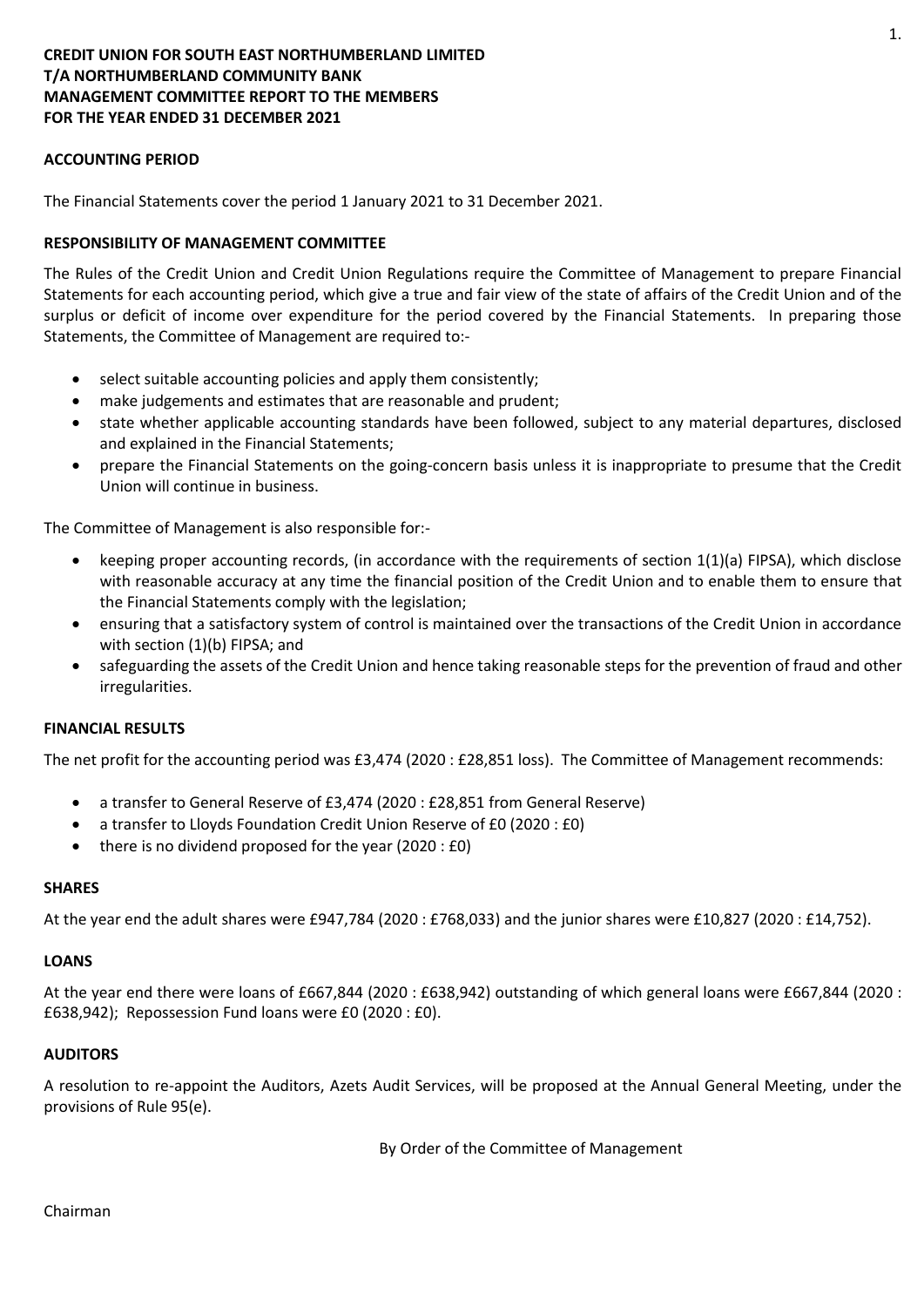**CREDIT UNION FOR SOUTH EAST NORTHUMBERLAND LIMITED**
**T/A NORTHUMBERLAND COMMUNITY BANK**
**MANAGEMENT COMMITTEE REPORT TO THE MEMBERS**
**FOR THE YEAR ENDED 31 DECEMBER 2021**

**ACCOUNTING PERIOD**

The Financial Statements cover the period 1 January 2021 to 31 December 2021.

**RESPONSIBILITY OF MANAGEMENT COMMITTEE**

The Rules of the Credit Union and Credit Union Regulations require the Committee of Management to prepare Financial Statements for each accounting period, which give a true and fair view of the state of affairs of the Credit Union and of the surplus or deficit of income over expenditure for the period covered by the Financial Statements. In preparing those Statements, the Committee of Management are required to:-

- select suitable accounting policies and apply them consistently;
- make judgements and estimates that are reasonable and prudent;
- state whether applicable accounting standards have been followed, subject to any material departures, disclosed and explained in the Financial Statements;
- prepare the Financial Statements on the going-concern basis unless it is inappropriate to presume that the Credit Union will continue in business.

The Committee of Management is also responsible for:-

- keeping proper accounting records, (in accordance with the requirements of section 1(1)(a) FIPSA), which disclose with reasonable accuracy at any time the financial position of the Credit Union and to enable them to ensure that the Financial Statements comply with the legislation;
- ensuring that a satisfactory system of control is maintained over the transactions of the Credit Union in accordance with section (1)(b) FIPSA; and
- safeguarding the assets of the Credit Union and hence taking reasonable steps for the prevention of fraud and other irregularities.

**FINANCIAL RESULTS**

The net profit for the accounting period was £3,474 (2020 : £28,851 loss). The Committee of Management recommends:

- a transfer to General Reserve of £3,474 (2020 : £28,851 from General Reserve)
- a transfer to Lloyds Foundation Credit Union Reserve of £0 (2020 : £0)
- there is no dividend proposed for the year (2020 : £0)

**SHARES**

At the year end the adult shares were £947,784 (2020 : £768,033) and the junior shares were £10,827 (2020 : £14,752).

**LOANS**

At the year end there were loans of £667,844 (2020 : £638,942) outstanding of which general loans were £667,844 (2020 : £638,942); Repossession Fund loans were £0 (2020 : £0).

**AUDITORS**

A resolution to re-appoint the Auditors, Azets Audit Services, will be proposed at the Annual General Meeting, under the provisions of Rule 95(e).

By Order of the Committee of Management

Chairman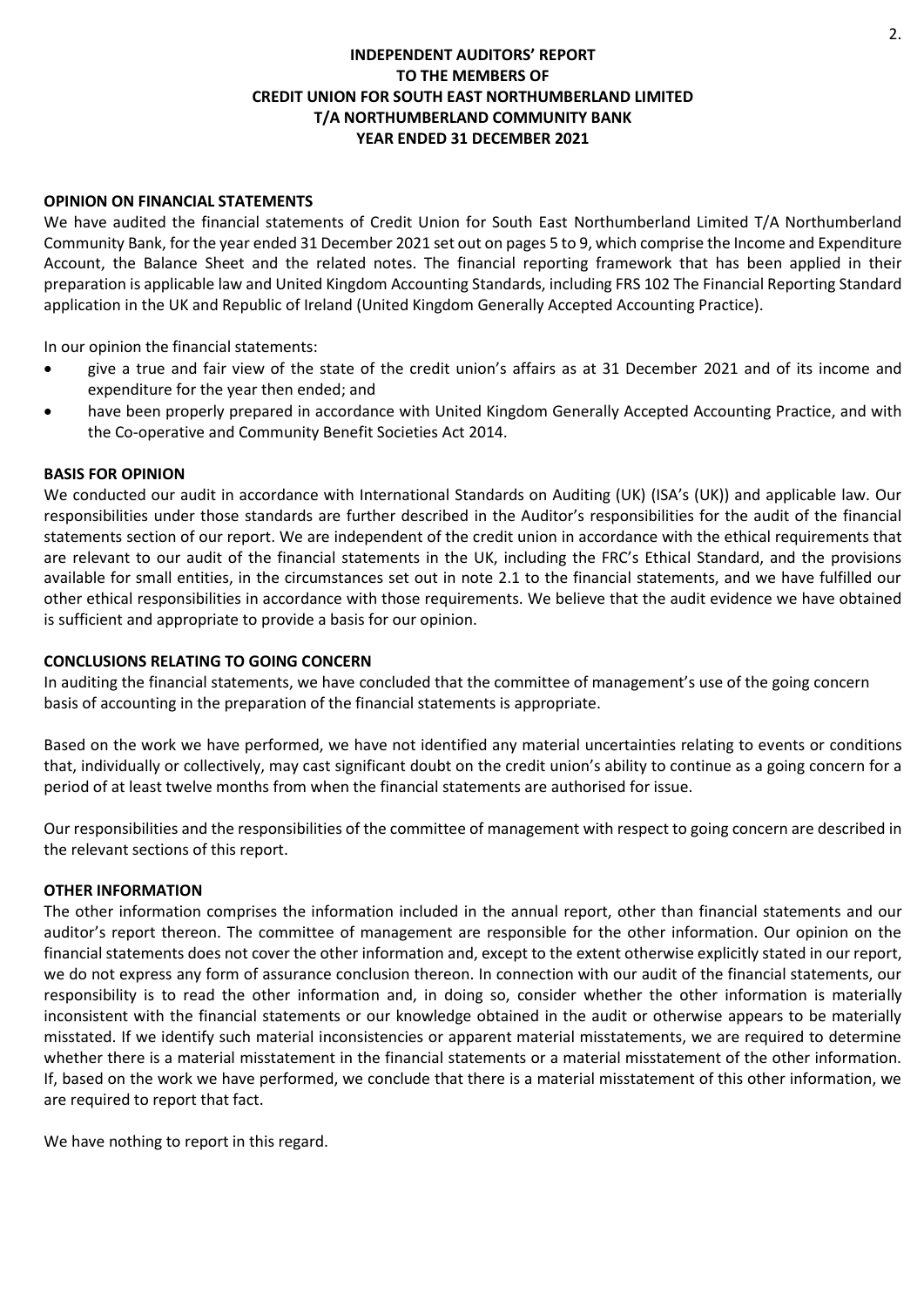**INDEPENDENT AUDITORS' REPORT**
**TO THE MEMBERS OF**
**CREDIT UNION FOR SOUTH EAST NORTHUMBERLAND LIMITED**
**T/A NORTHUMBERLAND COMMUNITY BANK**
**YEAR ENDED 31 DECEMBER 2021**

## OPINION ON FINANCIAL STATEMENTS

We have audited the financial statements of Credit Union for South East Northumberland Limited T/A Northumberland Community Bank, for the year ended 31 December 2021 set out on pages 5 to 9, which comprise the Income and Expenditure Account, the Balance Sheet and the related notes. The financial reporting framework that has been applied in their preparation is applicable law and United Kingdom Accounting Standards, including FRS 102 The Financial Reporting Standard application in the UK and Republic of Ireland (United Kingdom Generally Accepted Accounting Practice).

In our opinion the financial statements:

- give a true and fair view of the state of the credit union's affairs as at 31 December 2021 and of its income and expenditure for the year then ended; and
- have been properly prepared in accordance with United Kingdom Generally Accepted Accounting Practice, and with the Co-operative and Community Benefit Societies Act 2014.

## BASIS FOR OPINION

We conducted our audit in accordance with International Standards on Auditing (UK) (ISA's (UK)) and applicable law. Our responsibilities under those standards are further described in the Auditor's responsibilities for the audit of the financial statements section of our report. We are independent of the credit union in accordance with the ethical requirements that are relevant to our audit of the financial statements in the UK, including the FRC's Ethical Standard, and the provisions available for small entities, in the circumstances set out in note 2.1 to the financial statements, and we have fulfilled our other ethical responsibilities in accordance with those requirements. We believe that the audit evidence we have obtained is sufficient and appropriate to provide a basis for our opinion.

## CONCLUSIONS RELATING TO GOING CONCERN

In auditing the financial statements, we have concluded that the committee of management's use of the going concern basis of accounting in the preparation of the financial statements is appropriate.

Based on the work we have performed, we have not identified any material uncertainties relating to events or conditions that, individually or collectively, may cast significant doubt on the credit union's ability to continue as a going concern for a period of at least twelve months from when the financial statements are authorised for issue.

Our responsibilities and the responsibilities of the committee of management with respect to going concern are described in the relevant sections of this report.

## OTHER INFORMATION

The other information comprises the information included in the annual report, other than financial statements and our auditor's report thereon. The committee of management are responsible for the other information. Our opinion on the financial statements does not cover the other information and, except to the extent otherwise explicitly stated in our report, we do not express any form of assurance conclusion thereon. In connection with our audit of the financial statements, our responsibility is to read the other information and, in doing so, consider whether the other information is materially inconsistent with the financial statements or our knowledge obtained in the audit or otherwise appears to be materially misstated. If we identify such material inconsistencies or apparent material misstatements, we are required to determine whether there is a material misstatement in the financial statements or a material misstatement of the other information. If, based on the work we have performed, we conclude that there is a material misstatement of this other information, we are required to report that fact.

We have nothing to report in this regard.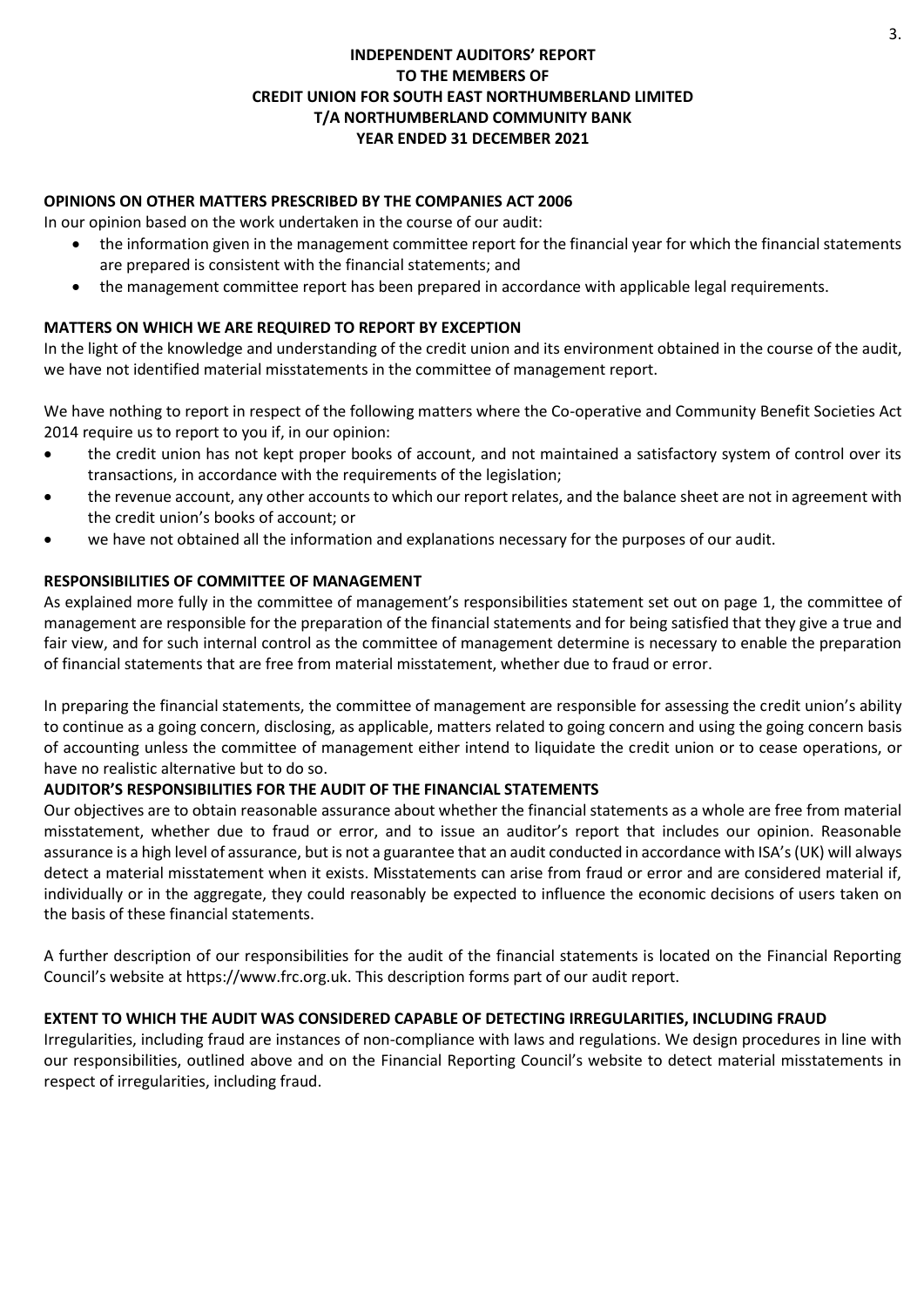**INDEPENDENT AUDITORS' REPORT**
**TO THE MEMBERS OF**
**CREDIT UNION FOR SOUTH EAST NORTHUMBERLAND LIMITED**
**T/A NORTHUMBERLAND COMMUNITY BANK**
**YEAR ENDED 31 DECEMBER 2021**

## OPINIONS ON OTHER MATTERS PRESCRIBED BY THE COMPANIES ACT 2006

In our opinion based on the work undertaken in the course of our audit:

- the information given in the management committee report for the financial year for which the financial statements are prepared is consistent with the financial statements; and
- the management committee report has been prepared in accordance with applicable legal requirements.

## MATTERS ON WHICH WE ARE REQUIRED TO REPORT BY EXCEPTION

In the light of the knowledge and understanding of the credit union and its environment obtained in the course of the audit, we have not identified material misstatements in the committee of management report.

We have nothing to report in respect of the following matters where the Co-operative and Community Benefit Societies Act 2014 require us to report to you if, in our opinion:

- the credit union has not kept proper books of account, and not maintained a satisfactory system of control over its transactions, in accordance with the requirements of the legislation;
- the revenue account, any other accounts to which our report relates, and the balance sheet are not in agreement with the credit union's books of account; or
- we have not obtained all the information and explanations necessary for the purposes of our audit.

## RESPONSIBILITIES OF COMMITTEE OF MANAGEMENT

As explained more fully in the committee of management's responsibilities statement set out on page 1, the committee of management are responsible for the preparation of the financial statements and for being satisfied that they give a true and fair view, and for such internal control as the committee of management determine is necessary to enable the preparation of financial statements that are free from material misstatement, whether due to fraud or error.

In preparing the financial statements, the committee of management are responsible for assessing the credit union's ability to continue as a going concern, disclosing, as applicable, matters related to going concern and using the going concern basis of accounting unless the committee of management either intend to liquidate the credit union or to cease operations, or have no realistic alternative but to do so.

## AUDITOR'S RESPONSIBILITIES FOR THE AUDIT OF THE FINANCIAL STATEMENTS

Our objectives are to obtain reasonable assurance about whether the financial statements as a whole are free from material misstatement, whether due to fraud or error, and to issue an auditor's report that includes our opinion. Reasonable assurance is a high level of assurance, but is not a guarantee that an audit conducted in accordance with ISA's (UK) will always detect a material misstatement when it exists. Misstatements can arise from fraud or error and are considered material if, individually or in the aggregate, they could reasonably be expected to influence the economic decisions of users taken on the basis of these financial statements.

A further description of our responsibilities for the audit of the financial statements is located on the Financial Reporting Council's website at https://www.frc.org.uk. This description forms part of our audit report.

## EXTENT TO WHICH THE AUDIT WAS CONSIDERED CAPABLE OF DETECTING IRREGULARITIES, INCLUDING FRAUD

Irregularities, including fraud are instances of non-compliance with laws and regulations. We design procedures in line with our responsibilities, outlined above and on the Financial Reporting Council's website to detect material misstatements in respect of irregularities, including fraud.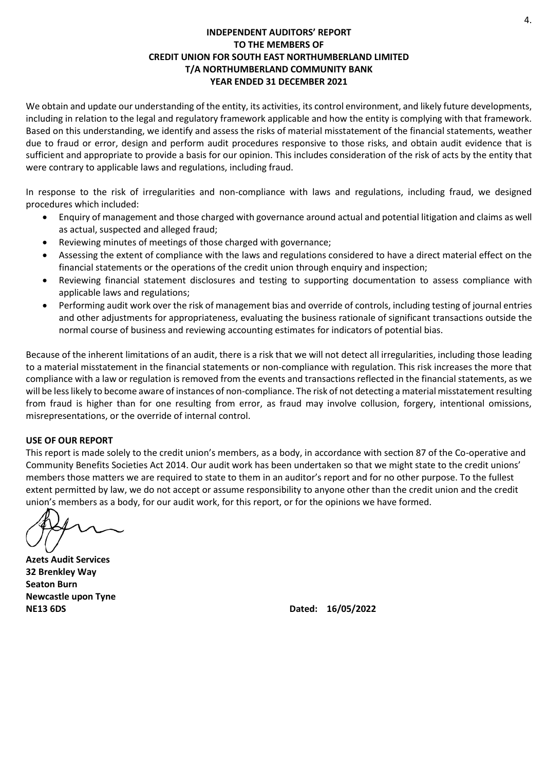**INDEPENDENT AUDITORS' REPORT**
**TO THE MEMBERS OF**
**CREDIT UNION FOR SOUTH EAST NORTHUMBERLAND LIMITED**
**T/A NORTHUMBERLAND COMMUNITY BANK**
**YEAR ENDED 31 DECEMBER 2021**

We obtain and update our understanding of the entity, its activities, its control environment, and likely future developments, including in relation to the legal and regulatory framework applicable and how the entity is complying with that framework. Based on this understanding, we identify and assess the risks of material misstatement of the financial statements, weather due to fraud or error, design and perform audit procedures responsive to those risks, and obtain audit evidence that is sufficient and appropriate to provide a basis for our opinion. This includes consideration of the risk of acts by the entity that were contrary to applicable laws and regulations, including fraud.

In response to the risk of irregularities and non-compliance with laws and regulations, including fraud, we designed procedures which included:

- Enquiry of management and those charged with governance around actual and potential litigation and claims as well as actual, suspected and alleged fraud;
- Reviewing minutes of meetings of those charged with governance;
- Assessing the extent of compliance with the laws and regulations considered to have a direct material effect on the financial statements or the operations of the credit union through enquiry and inspection;
- Reviewing financial statement disclosures and testing to supporting documentation to assess compliance with applicable laws and regulations;
- Performing audit work over the risk of management bias and override of controls, including testing of journal entries and other adjustments for appropriateness, evaluating the business rationale of significant transactions outside the normal course of business and reviewing accounting estimates for indicators of potential bias.

Because of the inherent limitations of an audit, there is a risk that we will not detect all irregularities, including those leading to a material misstatement in the financial statements or non-compliance with regulation. This risk increases the more that compliance with a law or regulation is removed from the events and transactions reflected in the financial statements, as we will be less likely to become aware of instances of non-compliance. The risk of not detecting a material misstatement resulting from fraud is higher than for one resulting from error, as fraud may involve collusion, forgery, intentional omissions, misrepresentations, or the override of internal control.

**USE OF OUR REPORT**

This report is made solely to the credit union's members, as a body, in accordance with section 87 of the Co-operative and Community Benefits Societies Act 2014. Our audit work has been undertaken so that we might state to the credit unions' members those matters we are required to state to them in an auditor's report and for no other purpose. To the fullest extent permitted by law, we do not accept or assume responsibility to anyone other than the credit union and the credit union's members as a body, for our audit work, for this report, or for the opinions we have formed.

**Azets Audit Services**
**32 Brenkley Way**
**Seaton Burn**
**Newcastle upon Tyne**
**NE13 6DS**

**Dated: 16/05/2022**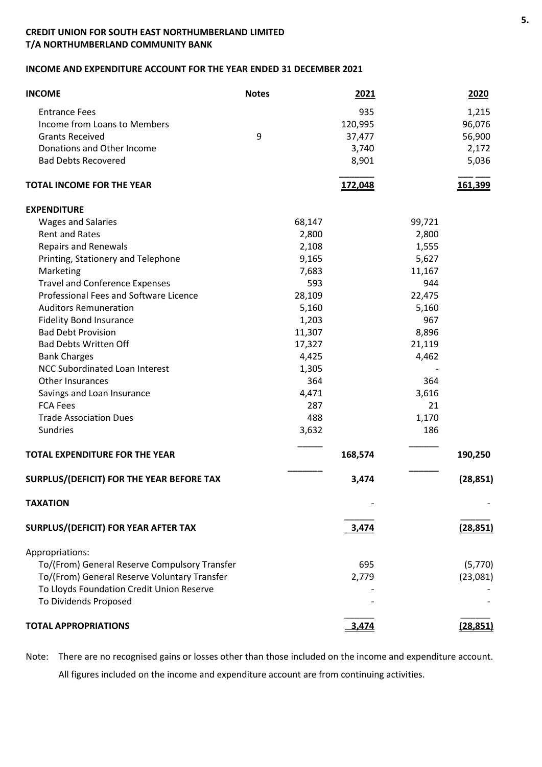**CREDIT UNION FOR SOUTH EAST NORTHUMBERLAND LIMITED**
**T/A NORTHUMBERLAND COMMUNITY BANK**

**INCOME AND EXPENDITURE ACCOUNT FOR THE YEAR ENDED 31 DECEMBER 2021**

| **INCOME** | **Notes** | | **2021** | | **2020** |
|---|---|---|---|---|---|
| Entrance Fees | | | 935 | | 1,215 |
| Income from Loans to Members | | | 120,995 | | 96,076 |
| Grants Received | 9 | | 37,477 | | 56,900 |
| Donations and Other Income | | | 3,740 | | 2,172 |
| Bad Debts Recovered | | | 8,901 | | 5,036 |
| **TOTAL INCOME FOR THE YEAR** | | | **172,048** | | **161,399** |
| **EXPENDITURE** | | | | | |
| Wages and Salaries | | 68,147 | | 99,721 | |
| Rent and Rates | | 2,800 | | 2,800 | |
| Repairs and Renewals | | 2,108 | | 1,555 | |
| Printing, Stationery and Telephone | | 9,165 | | 5,627 | |
| Marketing | | 7,683 | | 11,167 | |
| Travel and Conference Expenses | | 593 | | 944 | |
| Professional Fees and Software Licence | | 28,109 | | 22,475 | |
| Auditors Remuneration | | 5,160 | | 5,160 | |
| Fidelity Bond Insurance | | 1,203 | | 967 | |
| Bad Debt Provision | | 11,307 | | 8,896 | |
| Bad Debts Written Off | | 17,327 | | 21,119 | |
| Bank Charges | | 4,425 | | 4,462 | |
| NCC Subordinated Loan Interest | | 1,305 | | - | |
| Other Insurances | | 364 | | 364 | |
| Savings and Loan Insurance | | 4,471 | | 3,616 | |
| FCA Fees | | 287 | | 21 | |
| Trade Association Dues | | 488 | | 1,170 | |
| Sundries | | 3,632 | | 186 | |
| **TOTAL EXPENDITURE FOR THE YEAR** | | | **168,574** | | **190,250** |
| **SURPLUS/(DEFICIT) FOR THE YEAR BEFORE TAX** | | | **3,474** | | **(28,851)** |
| **TAXATION** | | | - | | - |
| **SURPLUS/(DEFICIT) FOR YEAR AFTER TAX** | | | **3,474** | | **(28,851)** |
| Appropriations: | | | | | |
| To/(From) General Reserve Compulsory Transfer | | | 695 | | (5,770) |
| To/(From) General Reserve Voluntary Transfer | | | 2,779 | | (23,081) |
| To Lloyds Foundation Credit Union Reserve | | | - | | - |
| To Dividends Proposed | | | - | | - |
| **TOTAL APPROPRIATIONS** | | | **3,474** | | **(28,851)** |

Note: There are no recognised gains or losses other than those included on the income and expenditure account.

All figures included on the income and expenditure account are from continuing activities.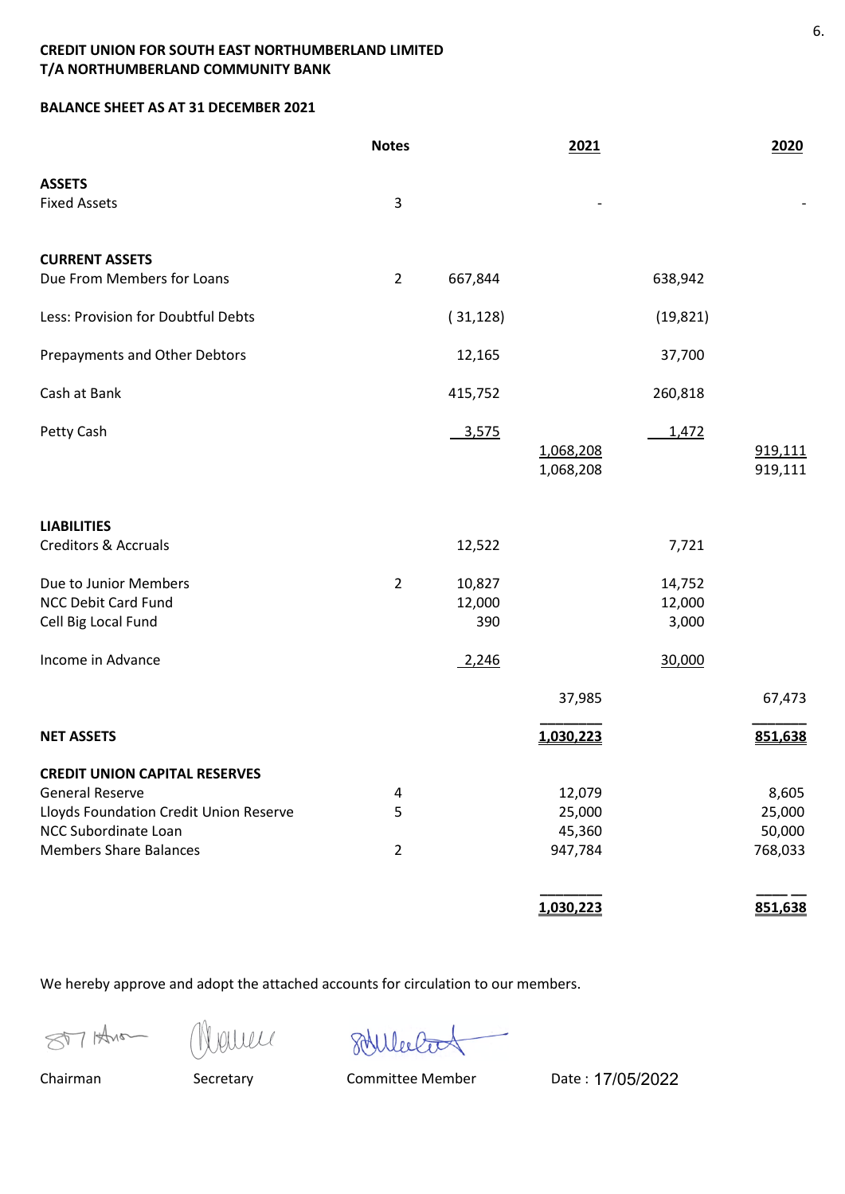**CREDIT UNION FOR SOUTH EAST NORTHUMBERLAND LIMITED**
**T/A NORTHUMBERLAND COMMUNITY BANK**

**BALANCE SHEET AS AT 31 DECEMBER 2021**

| | Notes | | 2021 | | 2020 |
|---|---|---|---|---|---|
| **ASSETS** | | | | | |
| Fixed Assets | 3 | | - | | - |
| **CURRENT ASSETS** | | | | | |
| Due From Members for Loans | 2 | 667,844 | | 638,942 | |
| Less: Provision for Doubtful Debts | | ( 31,128) | | (19,821) | |
| Prepayments and Other Debtors | | 12,165 | | 37,700 | |
| Cash at Bank | | 415,752 | | 260,818 | |
| Petty Cash | | 3,575 | 1,068,208 | 1,472 | 919,111 |
| | | | 1,068,208 | | 919,111 |
| **LIABILITIES** | | | | | |
| Creditors & Accruals | | 12,522 | | 7,721 | |
| Due to Junior Members | 2 | 10,827 | | 14,752 | |
| NCC Debit Card Fund | | 12,000 | | 12,000 | |
| Cell Big Local Fund | | 390 | | 3,000 | |
| Income in Advance | | 2,246 | | 30,000 | |
| | | | 37,985 | | 67,473 |
| **NET ASSETS** | | | **1,030,223** | | **851,638** |
| **CREDIT UNION CAPITAL RESERVES** | | | | | |
| General Reserve | 4 | | 12,079 | | 8,605 |
| Lloyds Foundation Credit Union Reserve | 5 | | 25,000 | | 25,000 |
| NCC Subordinate Loan | | | 45,360 | | 50,000 |
| Members Share Balances | 2 | | 947,784 | | 768,033 |
| | | | **1,030,223** | | **851,638** |

We hereby approve and adopt the attached accounts for circulation to our members.

Chairman Secretary Committee Member Date : 17/05/2022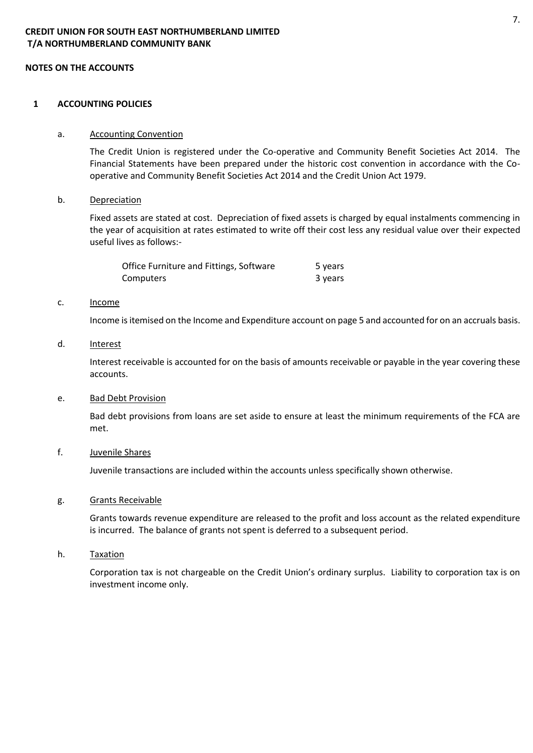**CREDIT UNION FOR SOUTH EAST NORTHUMBERLAND LIMITED**
**T/A NORTHUMBERLAND COMMUNITY BANK**

**NOTES ON THE ACCOUNTS**

## 1 ACCOUNTING POLICIES

### a. Accounting Convention

The Credit Union is registered under the Co-operative and Community Benefit Societies Act 2014. The Financial Statements have been prepared under the historic cost convention in accordance with the Co-operative and Community Benefit Societies Act 2014 and the Credit Union Act 1979.

### b. Depreciation

Fixed assets are stated at cost. Depreciation of fixed assets is charged by equal instalments commencing in the year of acquisition at rates estimated to write off their cost less any residual value over their expected useful lives as follows:-

| | |
|---|---|
| Office Furniture and Fittings, Software | 5 years |
| Computers | 3 years |

### c. Income

Income is itemised on the Income and Expenditure account on page 5 and accounted for on an accruals basis.

### d. Interest

Interest receivable is accounted for on the basis of amounts receivable or payable in the year covering these accounts.

### e. Bad Debt Provision

Bad debt provisions from loans are set aside to ensure at least the minimum requirements of the FCA are met.

### f. Juvenile Shares

Juvenile transactions are included within the accounts unless specifically shown otherwise.

### g. Grants Receivable

Grants towards revenue expenditure are released to the profit and loss account as the related expenditure is incurred. The balance of grants not spent is deferred to a subsequent period.

### h. Taxation

Corporation tax is not chargeable on the Credit Union's ordinary surplus. Liability to corporation tax is on investment income only.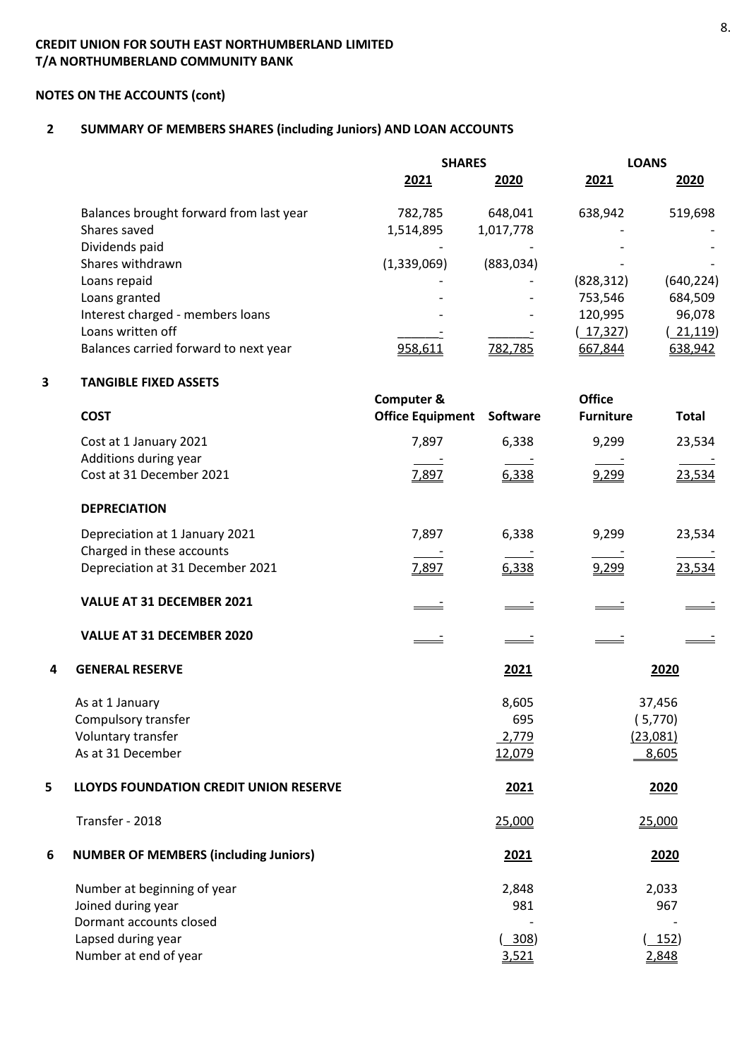**CREDIT UNION FOR SOUTH EAST NORTHUMBERLAND LIMITED**
**T/A NORTHUMBERLAND COMMUNITY BANK**

**NOTES ON THE ACCOUNTS (cont)**

## 2 SUMMARY OF MEMBERS SHARES (including Juniors) AND LOAN ACCOUNTS

| | SHARES | | LOANS | |
|---|---|---|---|---|
| | **2021** | **2020** | **2021** | **2020** |
| Balances brought forward from last year | 782,785 | 648,041 | 638,942 | 519,698 |
| Shares saved | 1,514,895 | 1,017,778 | - | - |
| Dividends paid | - | - | - | - |
| Shares withdrawn | (1,339,069) | (883,034) | - | - |
| Loans repaid | - | - | (828,312) | (640,224) |
| Loans granted | - | - | 753,546 | 684,509 |
| Interest charged - members loans | - | - | 120,995 | 96,078 |
| Loans written off | - | - | (17,327) | (21,119) |
| Balances carried forward to next year | 958,611 | 782,785 | 667,844 | 638,942 |

## 3 TANGIBLE FIXED ASSETS

| | Computer & Office Equipment | Software | Office Furniture | Total |
|---|---|---|---|---|
| **COST** | | | | |
| Cost at 1 January 2021 | 7,897 | 6,338 | 9,299 | 23,534 |
| Additions during year | - | - | - | - |
| Cost at 31 December 2021 | 7,897 | 6,338 | 9,299 | 23,534 |
| **DEPRECIATION** | | | | |
| Depreciation at 1 January 2021 | 7,897 | 6,338 | 9,299 | 23,534 |
| Charged in these accounts | - | - | - | - |
| Depreciation at 31 December 2021 | 7,897 | 6,338 | 9,299 | 23,534 |
| **VALUE AT 31 DECEMBER 2021** | - | - | - | - |
| **VALUE AT 31 DECEMBER 2020** | - | - | - | - |

## 4 GENERAL RESERVE

| | 2021 | 2020 |
|---|---|---|
| As at 1 January | 8,605 | 37,456 |
| Compulsory transfer | 695 | (5,770) |
| Voluntary transfer | 2,779 | (23,081) |
| As at 31 December | 12,079 | 8,605 |

## 5 LLOYDS FOUNDATION CREDIT UNION RESERVE

| | 2021 | 2020 |
|---|---|---|
| Transfer - 2018 | 25,000 | 25,000 |

## 6 NUMBER OF MEMBERS (including Juniors)

| | 2021 | 2020 |
|---|---|---|
| Number at beginning of year | 2,848 | 2,033 |
| Joined during year | 981 | 967 |
| Dormant accounts closed | - | - |
| Lapsed during year | (308) | (152) |
| Number at end of year | 3,521 | 2,848 |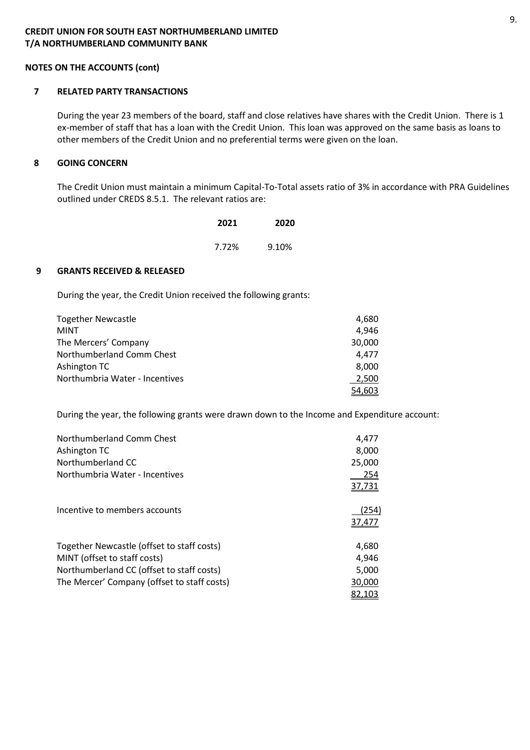**CREDIT UNION FOR SOUTH EAST NORTHUMBERLAND LIMITED**
**T/A NORTHUMBERLAND COMMUNITY BANK**

**NOTES ON THE ACCOUNTS (cont)**

## 7 RELATED PARTY TRANSACTIONS

During the year 23 members of the board, staff and close relatives have shares with the Credit Union. There is 1 ex-member of staff that has a loan with the Credit Union. This loan was approved on the same basis as loans to other members of the Credit Union and no preferential terms were given on the loan.

## 8 GOING CONCERN

The Credit Union must maintain a minimum Capital-To-Total assets ratio of 3% in accordance with PRA Guidelines outlined under CREDS 8.5.1. The relevant ratios are:

| 2021 | 2020 |
|---|---|
| 7.72% | 9.10% |

## 9 GRANTS RECEIVED & RELEASED

During the year, the Credit Union received the following grants:

| | |
|---|---|
| Together Newcastle | 4,680 |
| MINT | 4,946 |
| The Mercers' Company | 30,000 |
| Northumberland Comm Chest | 4,477 |
| Ashington TC | 8,000 |
| Northumbria Water - Incentives | 2,500 |
| | 54,603 |

During the year, the following grants were drawn down to the Income and Expenditure account:

| | |
|---|---|
| Northumberland Comm Chest | 4,477 |
| Ashington TC | 8,000 |
| Northumberland CC | 25,000 |
| Northumbria Water - Incentives | 254 |
| | 37,731 |
| Incentive to members accounts | (254) |
| | 37,477 |
| Together Newcastle (offset to staff costs) | 4,680 |
| MINT (offset to staff costs) | 4,946 |
| Northumberland CC (offset to staff costs) | 5,000 |
| The Mercer' Company (offset to staff costs) | 30,000 |
| | 82,103 |